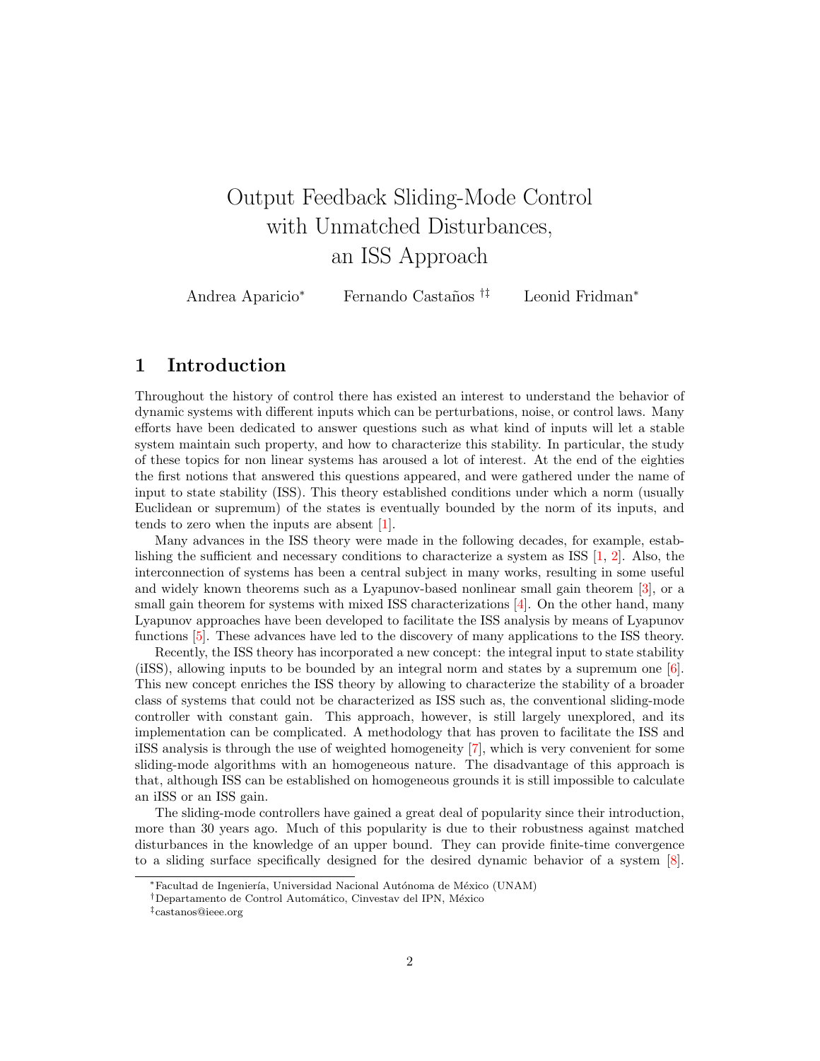# Output Feedback Sliding-Mode Control with Unmatched Disturbances, an ISS Approach

Andrea Aparicio[*] Fernando Castaños [†‡] Leonid Fridman[*]

## 1 Introduction

Throughout the history of control there has existed an interest to understand the behavior of dynamic systems with different inputs which can be perturbations, noise, or control laws. Many efforts have been dedicated to answer questions such as what kind of inputs will let a stable system maintain such property, and how to characterize this stability. In particular, the study of these topics for non linear systems has aroused a lot of interest. At the end of the eighties the first notions that answered this questions appeared, and were gathered under the name of input to state stability (ISS). This theory established conditions under which a norm (usually Euclidean or supremum) of the states is eventually bounded by the norm of its inputs, and tends to zero when the inputs are absent [1].

Many advances in the ISS theory were made in the following decades, for example, establishing the sufficient and necessary conditions to characterize a system as ISS [1, 2]. Also, the interconnection of systems has been a central subject in many works, resulting in some useful and widely known theorems such as a Lyapunov-based nonlinear small gain theorem [3], or a small gain theorem for systems with mixed ISS characterizations [4]. On the other hand, many Lyapunov approaches have been developed to facilitate the ISS analysis by means of Lyapunov functions [5]. These advances have led to the discovery of many applications to the ISS theory.

Recently, the ISS theory has incorporated a new concept: the integral input to state stability (iISS), allowing inputs to be bounded by an integral norm and states by a supremum one [6]. This new concept enriches the ISS theory by allowing to characterize the stability of a broader class of systems that could not be characterized as ISS such as, the conventional sliding-mode controller with constant gain. This approach, however, is still largely unexplored, and its implementation can be complicated. A methodology that has proven to facilitate the ISS and iISS analysis is through the use of weighted homogeneity [7], which is very convenient for some sliding-mode algorithms with an homogeneous nature. The disadvantage of this approach is that, although ISS can be established on homogeneous grounds it is still impossible to calculate an iISS or an ISS gain.

The sliding-mode controllers have gained a great deal of popularity since their introduction, more than 30 years ago. Much of this popularity is due to their robustness against matched disturbances in the knowledge of an upper bound. They can provide finite-time convergence to a sliding surface specifically designed for the desired dynamic behavior of a system [8].

[*]Facultad de Ingeniería, Universidad Nacional Autónoma de México (UNAM)

[†]Departamento de Control Automático, Cinvestav del IPN, México

[‡]castanos@ieee.org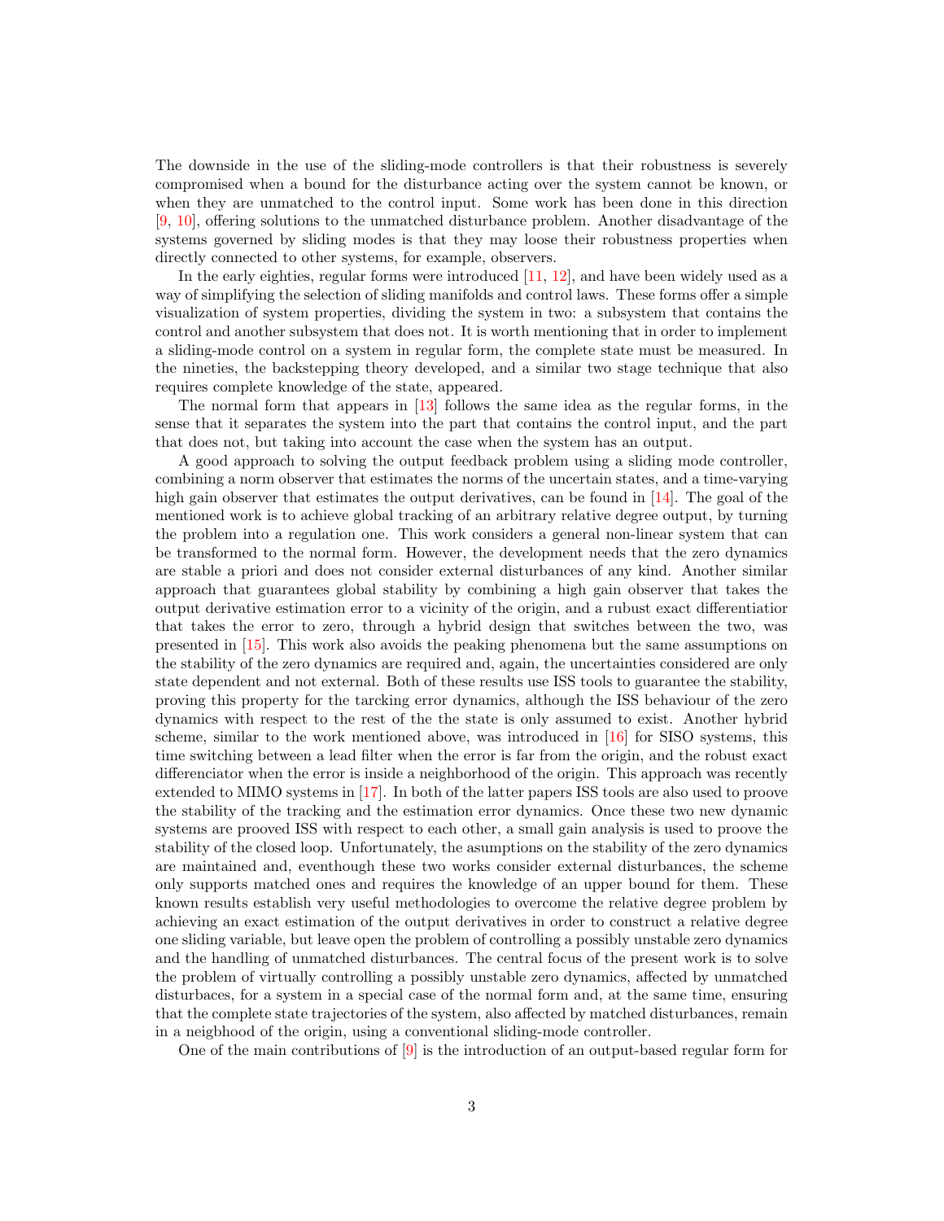The downside in the use of the sliding-mode controllers is that their robustness is severely compromised when a bound for the disturbance acting over the system cannot be known, or when they are unmatched to the control input. Some work has been done in this direction [9, 10], offering solutions to the unmatched disturbance problem. Another disadvantage of the systems governed by sliding modes is that they may loose their robustness properties when directly connected to other systems, for example, observers.

In the early eighties, regular forms were introduced [11, 12], and have been widely used as a way of simplifying the selection of sliding manifolds and control laws. These forms offer a simple visualization of system properties, dividing the system in two: a subsystem that contains the control and another subsystem that does not. It is worth mentioning that in order to implement a sliding-mode control on a system in regular form, the complete state must be measured. In the nineties, the backstepping theory developed, and a similar two stage technique that also requires complete knowledge of the state, appeared.

The normal form that appears in [13] follows the same idea as the regular forms, in the sense that it separates the system into the part that contains the control input, and the part that does not, but taking into account the case when the system has an output.

A good approach to solving the output feedback problem using a sliding mode controller, combining a norm observer that estimates the norms of the uncertain states, and a time-varying high gain observer that estimates the output derivatives, can be found in [14]. The goal of the mentioned work is to achieve global tracking of an arbitrary relative degree output, by turning the problem into a regulation one. This work considers a general non-linear system that can be transformed to the normal form. However, the development needs that the zero dynamics are stable a priori and does not consider external disturbances of any kind. Another similar approach that guarantees global stability by combining a high gain observer that takes the output derivative estimation error to a vicinity of the origin, and a rubust exact differentiatior that takes the error to zero, through a hybrid design that switches between the two, was presented in [15]. This work also avoids the peaking phenomena but the same assumptions on the stability of the zero dynamics are required and, again, the uncertainties considered are only state dependent and not external. Both of these results use ISS tools to guarantee the stability, proving this property for the tarcking error dynamics, although the ISS behaviour of the zero dynamics with respect to the rest of the the state is only assumed to exist. Another hybrid scheme, similar to the work mentioned above, was introduced in [16] for SISO systems, this time switching between a lead filter when the error is far from the origin, and the robust exact differenciator when the error is inside a neighborhood of the origin. This approach was recently extended to MIMO systems in [17]. In both of the latter papers ISS tools are also used to proove the stability of the tracking and the estimation error dynamics. Once these two new dynamic systems are prooved ISS with respect to each other, a small gain analysis is used to proove the stability of the closed loop. Unfortunately, the asumptions on the stability of the zero dynamics are maintained and, eventhough these two works consider external disturbances, the scheme only supports matched ones and requires the knowledge of an upper bound for them. These known results establish very useful methodologies to overcome the relative degree problem by achieving an exact estimation of the output derivatives in order to construct a relative degree one sliding variable, but leave open the problem of controlling a possibly unstable zero dynamics and the handling of unmatched disturbances. The central focus of the present work is to solve the problem of virtually controlling a possibly unstable zero dynamics, affected by unmatched disturbaces, for a system in a special case of the normal form and, at the same time, ensuring that the complete state trajectories of the system, also affected by matched disturbances, remain in a neigbhood of the origin, using a conventional sliding-mode controller.

One of the main contributions of [9] is the introduction of an output-based regular form for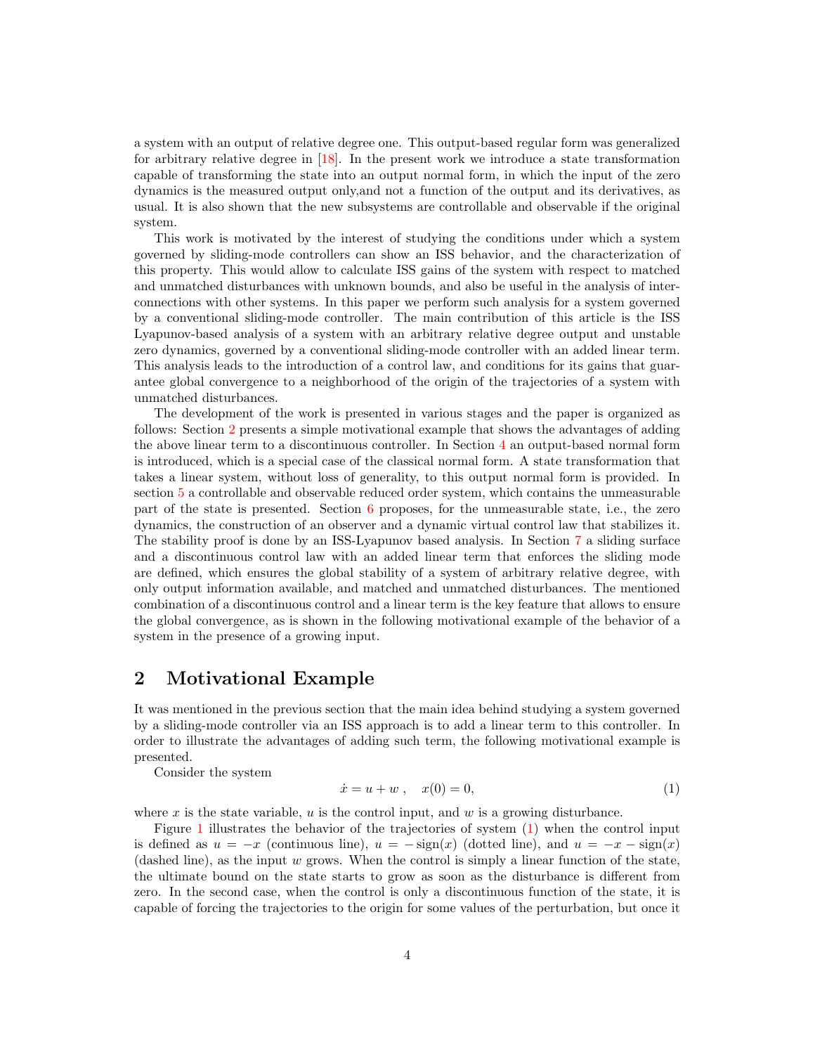a system with an output of relative degree one. This output-based regular form was generalized for arbitrary relative degree in [18]. In the present work we introduce a state transformation capable of transforming the state into an output normal form, in which the input of the zero dynamics is the measured output only,and not a function of the output and its derivatives, as usual. It is also shown that the new subsystems are controllable and observable if the original system.

This work is motivated by the interest of studying the conditions under which a system governed by sliding-mode controllers can show an ISS behavior, and the characterization of this property. This would allow to calculate ISS gains of the system with respect to matched and unmatched disturbances with unknown bounds, and also be useful in the analysis of interconnections with other systems. In this paper we perform such analysis for a system governed by a conventional sliding-mode controller. The main contribution of this article is the ISS Lyapunov-based analysis of a system with an arbitrary relative degree output and unstable zero dynamics, governed by a conventional sliding-mode controller with an added linear term. This analysis leads to the introduction of a control law, and conditions for its gains that guarantee global convergence to a neighborhood of the origin of the trajectories of a system with unmatched disturbances.

The development of the work is presented in various stages and the paper is organized as follows: Section 2 presents a simple motivational example that shows the advantages of adding the above linear term to a discontinuous controller. In Section 4 an output-based normal form is introduced, which is a special case of the classical normal form. A state transformation that takes a linear system, without loss of generality, to this output normal form is provided. In section 5 a controllable and observable reduced order system, which contains the unmeasurable part of the state is presented. Section 6 proposes, for the unmeasurable state, i.e., the zero dynamics, the construction of an observer and a dynamic virtual control law that stabilizes it. The stability proof is done by an ISS-Lyapunov based analysis. In Section 7 a sliding surface and a discontinuous control law with an added linear term that enforces the sliding mode are defined, which ensures the global stability of a system of arbitrary relative degree, with only output information available, and matched and unmatched disturbances. The mentioned combination of a discontinuous control and a linear term is the key feature that allows to ensure the global convergence, as is shown in the following motivational example of the behavior of a system in the presence of a growing input.

## 2 Motivational Example

It was mentioned in the previous section that the main idea behind studying a system governed by a sliding-mode controller via an ISS approach is to add a linear term to this controller. In order to illustrate the advantages of adding such term, the following motivational example is presented.

Consider the system

$$\dot{x} = u + w\,, \quad x(0) = 0, \tag{1}$$

where $x$ is the state variable, $u$ is the control input, and $w$ is a growing disturbance.

Figure 1 illustrates the behavior of the trajectories of system (1) when the control input is defined as $u = -x$ (continuous line), $u = -\operatorname{sign}(x)$ (dotted line), and $u = -x - \operatorname{sign}(x)$ (dashed line), as the input $w$ grows. When the control is simply a linear function of the state, the ultimate bound on the state starts to grow as soon as the disturbance is different from zero. In the second case, when the control is only a discontinuous function of the state, it is capable of forcing the trajectories to the origin for some values of the perturbation, but once it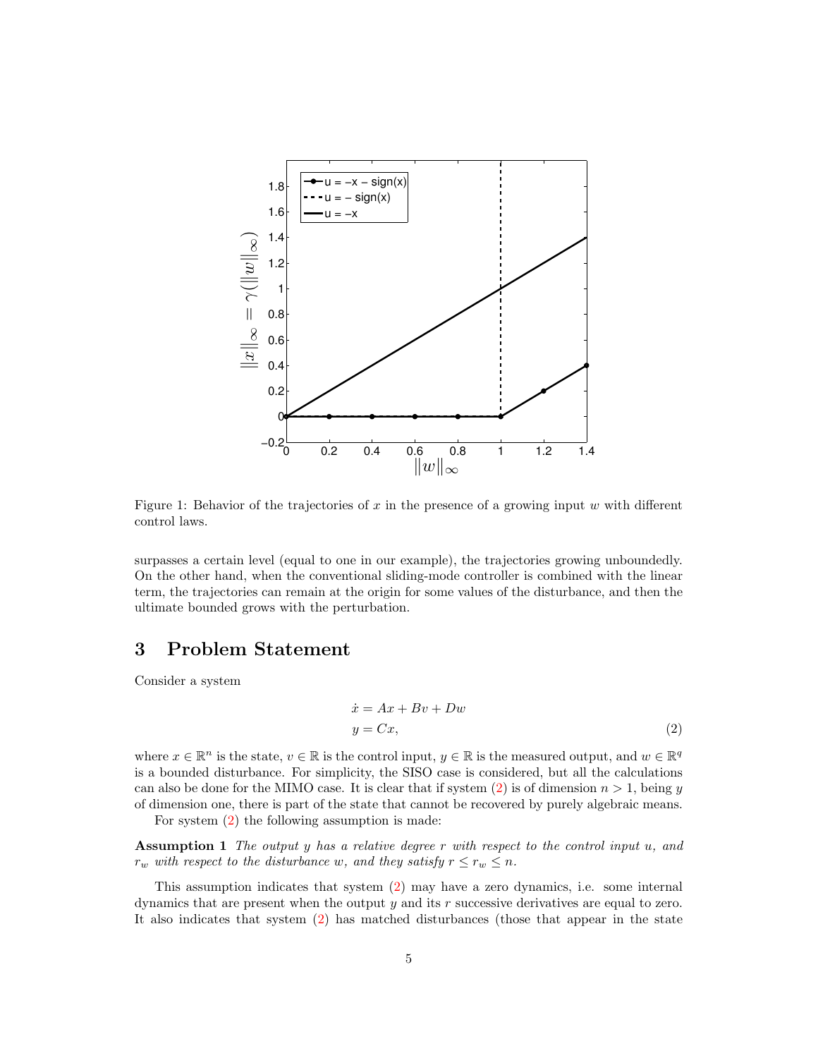Figure 1: Behavior of the trajectories of $x$ in the presence of a growing input $w$ with different control laws.

surpasses a certain level (equal to one in our example), the trajectories growing unboundedly. On the other hand, when the conventional sliding-mode controller is combined with the linear term, the trajectories can remain at the origin for some values of the disturbance, and then the ultimate bounded grows with the perturbation.

## 3 Problem Statement

Consider a system

$$
\begin{aligned}
\dot{x} &= Ax + Bv + Dw \\
y &= Cx,
\end{aligned} \tag{2}
$$

where $x \in \mathbb{R}^n$ is the state, $v \in \mathbb{R}$ is the control input, $y \in \mathbb{R}$ is the measured output, and $w \in \mathbb{R}^q$ is a bounded disturbance. For simplicity, the SISO case is considered, but all the calculations can also be done for the MIMO case. It is clear that if system (2) is of dimension $n > 1$, being $y$ of dimension one, there is part of the state that cannot be recovered by purely algebraic means.

For system (2) the following assumption is made:

**Assumption 1** *The output $y$ has a relative degree $r$ with respect to the control input $u$, and $r_w$ with respect to the disturbance $w$, and they satisfy $r \leq r_w \leq n$.*

This assumption indicates that system (2) may have a zero dynamics, i.e. some internal dynamics that are present when the output $y$ and its $r$ successive derivatives are equal to zero. It also indicates that system (2) has matched disturbances (those that appear in the state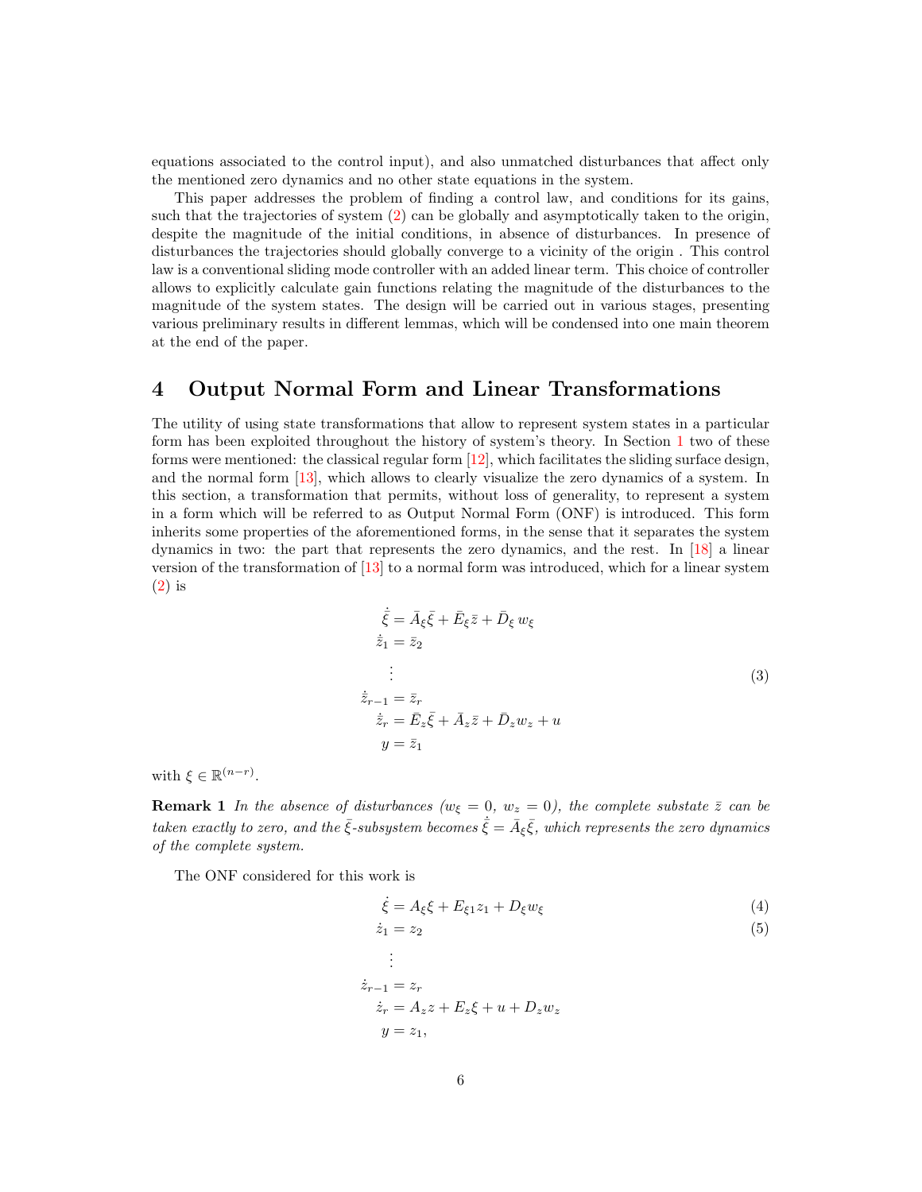equations associated to the control input), and also unmatched disturbances that affect only the mentioned zero dynamics and no other state equations in the system.

This paper addresses the problem of finding a control law, and conditions for its gains, such that the trajectories of system (2) can be globally and asymptotically taken to the origin, despite the magnitude of the initial conditions, in absence of disturbances. In presence of disturbances the trajectories should globally converge to a vicinity of the origin . This control law is a conventional sliding mode controller with an added linear term. This choice of controller allows to explicitly calculate gain functions relating the magnitude of the disturbances to the magnitude of the system states. The design will be carried out in various stages, presenting various preliminary results in different lemmas, which will be condensed into one main theorem at the end of the paper.

# 4 Output Normal Form and Linear Transformations

The utility of using state transformations that allow to represent system states in a particular form has been exploited throughout the history of system's theory. In Section 1 two of these forms were mentioned: the classical regular form [12], which facilitates the sliding surface design, and the normal form [13], which allows to clearly visualize the zero dynamics of a system. In this section, a transformation that permits, without loss of generality, to represent a system in a form which will be referred to as Output Normal Form (ONF) is introduced. This form inherits some properties of the aforementioned forms, in the sense that it separates the system dynamics in two: the part that represents the zero dynamics, and the rest. In [18] a linear version of the transformation of [13] to a normal form was introduced, which for a linear system (2) is

$$
\begin{aligned}
\dot{\bar{\xi}} &= \bar{A}_{\xi}\bar{\xi} + \bar{E}_{\xi}\bar{z} + \bar{D}_{\xi}\, w_{\xi} \\
\dot{\bar{z}}_1 &= \bar{z}_2 \\
&\vdots \\
\dot{\bar{z}}_{r-1} &= \bar{z}_r \\
\dot{\bar{z}}_r &= \bar{E}_z\bar{\xi} + \bar{A}_z\bar{z} + \bar{D}_z w_z + u \\
y &= \bar{z}_1
\end{aligned} \tag{3}
$$

with $\xi \in \mathbb{R}^{(n-r)}$.

**Remark 1** *In the absence of disturbances ($w_\xi = 0$, $w_z = 0$), the complete substate $\bar{z}$ can be taken exactly to zero, and the $\bar{\xi}$-subsystem becomes $\dot{\bar{\xi}} = \bar{A}_\xi\bar{\xi}$, which represents the zero dynamics of the complete system.*

The ONF considered for this work is

$$
\dot{\xi} = A_\xi \xi + E_{\xi 1} z_1 + D_\xi w_\xi \tag{4}
$$

$$
\dot{z}_1 = z_2 \tag{5}
$$

$$
\begin{aligned}
&\vdots \\
\dot{z}_{r-1} &= z_r \\
\dot{z}_r &= A_z z + E_z \xi + u + D_z w_z \\
y &= z_1,
\end{aligned}
$$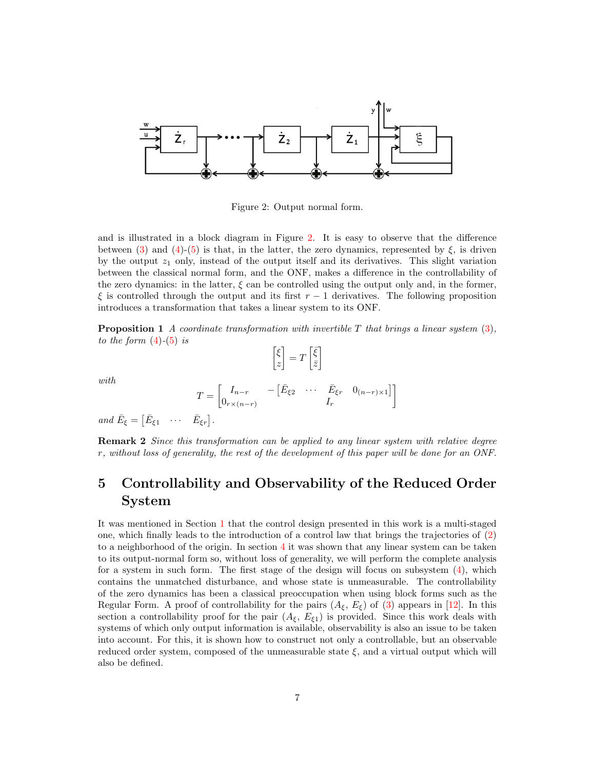Figure 2: Output normal form.

and is illustrated in a block diagram in Figure 2. It is easy to observe that the difference between (3) and (4)-(5) is that, in the latter, the zero dynamics, represented by $\xi$, is driven by the output $z_1$ only, instead of the output itself and its derivatives. This slight variation between the classical normal form, and the ONF, makes a difference in the controllability of the zero dynamics: in the latter, $\xi$ can be controlled using the output only and, in the former, $\xi$ is controlled through the output and its first $r-1$ derivatives. The following proposition introduces a transformation that takes a linear system to its ONF.

**Proposition 1** *A coordinate transformation with invertible $T$ that brings a linear system (3), to the form (4)-(5) is*

$$\begin{bmatrix} \xi \\ z \end{bmatrix} = T \begin{bmatrix} \bar{\xi} \\ \bar{z} \end{bmatrix}$$

*with*

$$T = \begin{bmatrix} I_{n-r} & -\begin{bmatrix} \bar{E}_{\xi 2} & \cdots & \bar{E}_{\xi r} & 0_{(n-r)\times 1} \end{bmatrix} \\ 0_{r\times(n-r)} & I_r \end{bmatrix}$$

*and $\bar{E}_{\xi} = \begin{bmatrix} \bar{E}_{\xi 1} & \cdots & \bar{E}_{\xi r} \end{bmatrix}$.*

**Remark 2** *Since this transformation can be applied to any linear system with relative degree $r$, without loss of generality, the rest of the development of this paper will be done for an ONF.*

# 5 Controllability and Observability of the Reduced Order System

It was mentioned in Section 1 that the control design presented in this work is a multi-staged one, which finally leads to the introduction of a control law that brings the trajectories of (2) to a neighborhood of the origin. In section 4 it was shown that any linear system can be taken to its output-normal form so, without loss of generality, we will perform the complete analysis for a system in such form. The first stage of the design will focus on subsystem (4), which contains the unmatched disturbance, and whose state is unmeasurable. The controllability of the zero dynamics has been a classical preoccupation when using block forms such as the Regular Form. A proof of controllability for the pairs $(A_\xi, E_\xi)$ of (3) appears in [12]. In this section a controllability proof for the pair $(A_\xi, E_{\xi 1})$ is provided. Since this work deals with systems of which only output information is available, observability is also an issue to be taken into account. For this, it is shown how to construct not only a controllable, but an observable reduced order system, composed of the unmeasurable state $\xi$, and a virtual output which will also be defined.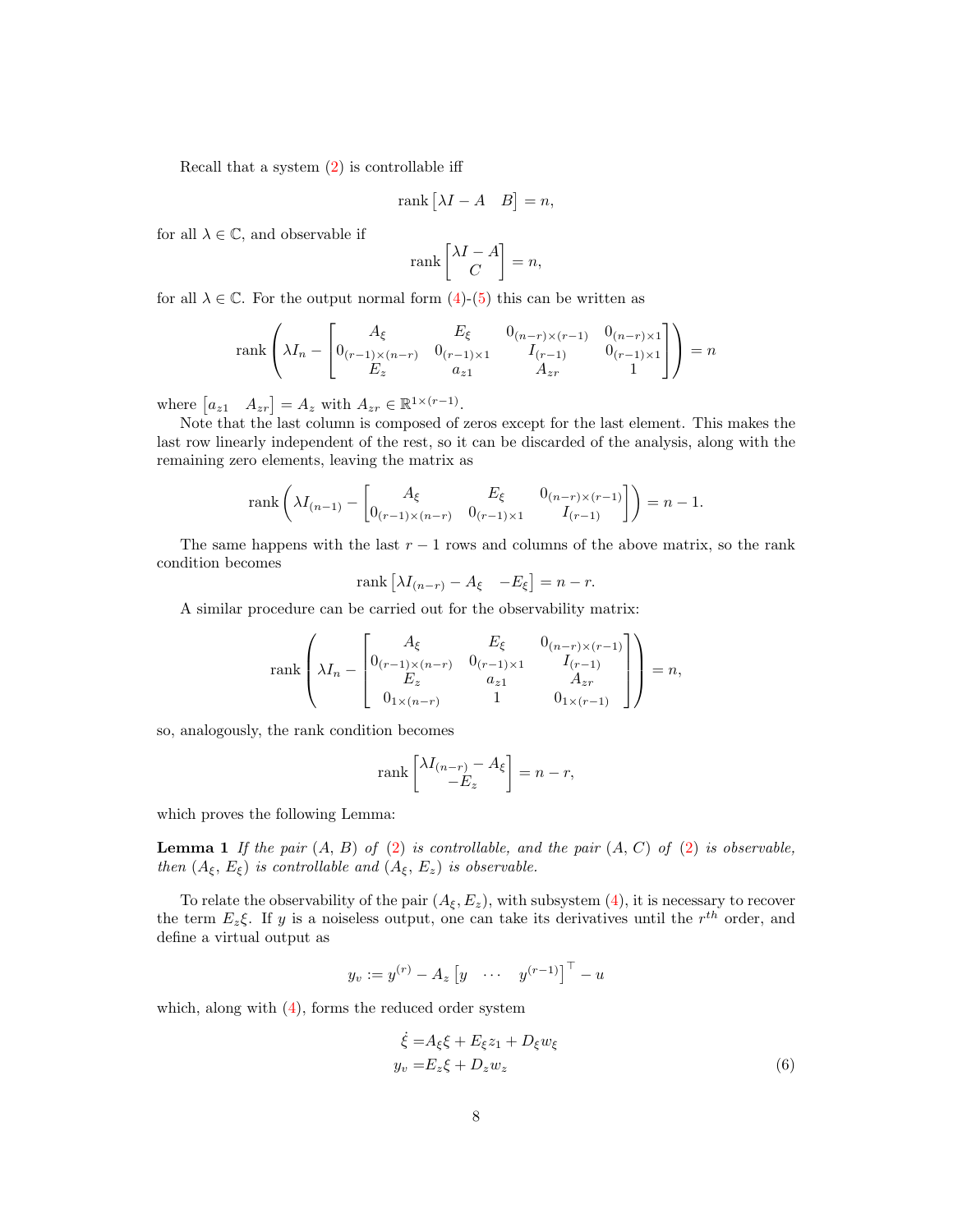Recall that a system (2) is controllable iff

$$
\operatorname{rank}\begin{bmatrix}\lambda I - A & B\end{bmatrix} = n,
$$

for all $\lambda \in \mathbb{C}$, and observable if

$$
\operatorname{rank}\begin{bmatrix}\lambda I - A \\ C\end{bmatrix} = n,
$$

for all $\lambda \in \mathbb{C}$. For the output normal form (4)-(5) this can be written as

$$
\operatorname{rank}\left(\lambda I_n - \begin{bmatrix} A_\xi & E_\xi & 0_{(n-r)\times(r-1)} & 0_{(n-r)\times 1} \\ 0_{(r-1)\times(n-r)} & 0_{(r-1)\times 1} & I_{(r-1)} & 0_{(r-1)\times 1} \\ E_z & a_{z1} & A_{zr} & 1 \end{bmatrix}\right) = n
$$

where $\begin{bmatrix} a_{z1} & A_{zr}\end{bmatrix} = A_z$ with $A_{zr} \in \mathbb{R}^{1\times(r-1)}$.

Note that the last column is composed of zeros except for the last element. This makes the last row linearly independent of the rest, so it can be discarded of the analysis, along with the remaining zero elements, leaving the matrix as

$$
\operatorname{rank}\left(\lambda I_{(n-1)} - \begin{bmatrix} A_\xi & E_\xi & 0_{(n-r)\times(r-1)} \\ 0_{(r-1)\times(n-r)} & 0_{(r-1)\times 1} & I_{(r-1)} \end{bmatrix}\right) = n-1.
$$

The same happens with the last $r-1$ rows and columns of the above matrix, so the rank condition becomes

$$
\operatorname{rank}\begin{bmatrix}\lambda I_{(n-r)} - A_\xi & -E_\xi\end{bmatrix} = n-r.
$$

A similar procedure can be carried out for the observability matrix:

$$
\operatorname{rank}\left(\lambda I_n - \begin{bmatrix} A_\xi & E_\xi & 0_{(n-r)\times(r-1)} \\ 0_{(r-1)\times(n-r)} & 0_{(r-1)\times 1} & I_{(r-1)} \\ E_z & a_{z1} & A_{zr} \\ 0_{1\times(n-r)} & 1 & 0_{1\times(r-1)} \end{bmatrix}\right) = n,
$$

so, analogously, the rank condition becomes

$$
\operatorname{rank}\begin{bmatrix}\lambda I_{(n-r)} - A_\xi \\ -E_z\end{bmatrix} = n-r,
$$

which proves the following Lemma:

**Lemma 1** *If the pair $(A, B)$ of (2) is controllable, and the pair $(A, C)$ of (2) is observable, then $(A_\xi, E_\xi)$ is controllable and $(A_\xi, E_z)$ is observable.*

To relate the observability of the pair $(A_\xi, E_z)$, with subsystem (4), it is necessary to recover the term $E_z\xi$. If $y$ is a noiseless output, one can take its derivatives until the $r^{th}$ order, and define a virtual output as

$$
y_v := y^{(r)} - A_z\begin{bmatrix} y & \cdots & y^{(r-1)}\end{bmatrix}^\top - u
$$

which, along with (4), forms the reduced order system

$$
\begin{aligned}
\dot{\xi} &= A_\xi\xi + E_\xi z_1 + D_\xi w_\xi \\
y_v &= E_z\xi + D_z w_z
\end{aligned} \tag{6}
$$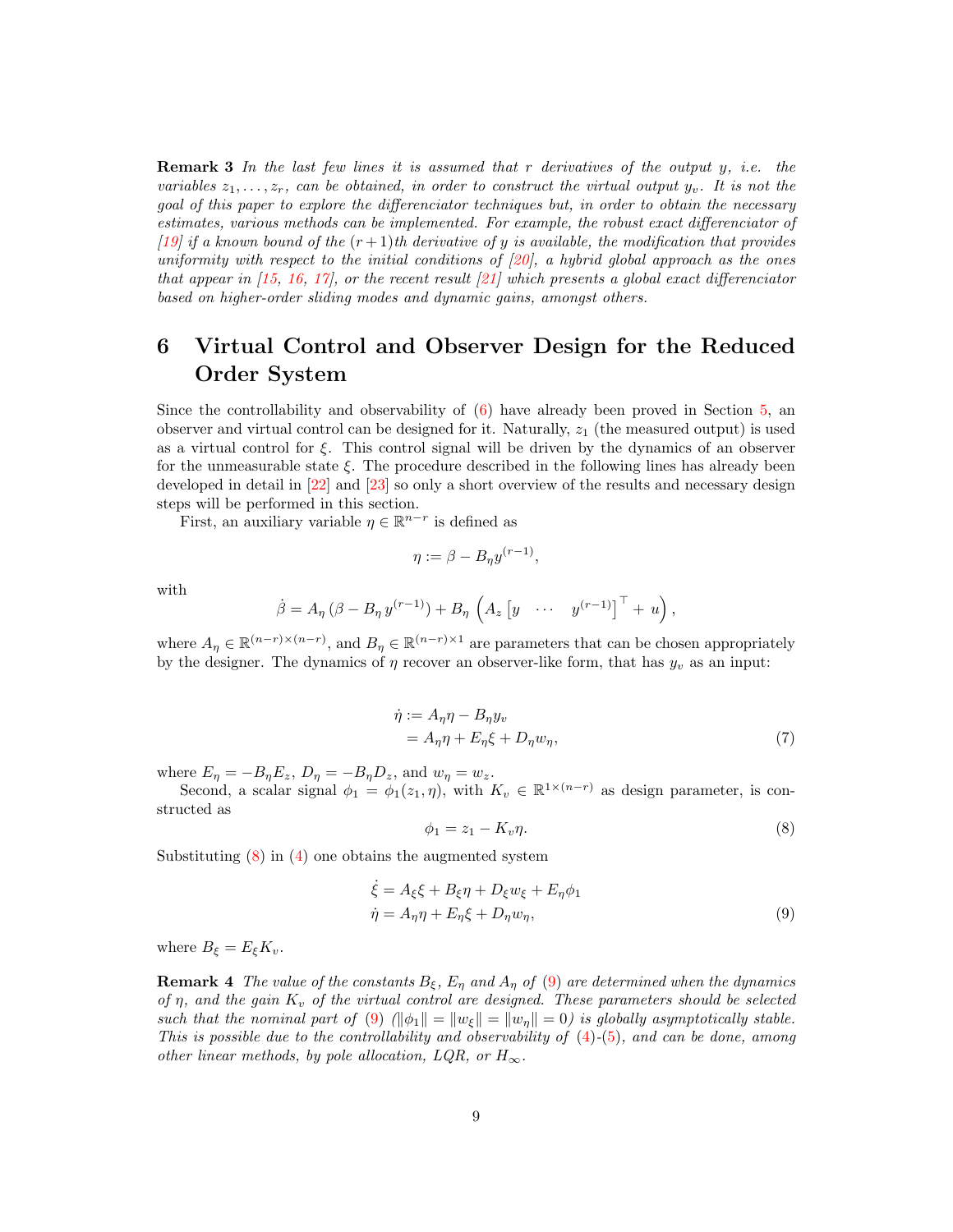**Remark 3** *In the last few lines it is assumed that $r$ derivatives of the output $y$, i.e. the variables $z_1, \dots, z_r$, can be obtained, in order to construct the virtual output $y_v$. It is not the goal of this paper to explore the differenciator techniques but, in order to obtain the necessary estimates, various methods can be implemented. For example, the robust exact differenciator of [19] if a known bound of the $(r+1)$th derivative of $y$ is available, the modification that provides uniformity with respect to the initial conditions of [20], a hybrid global approach as the ones that appear in [15, 16, 17], or the recent result [21] which presents a global exact differenciator based on higher-order sliding modes and dynamic gains, amongst others.*

# 6 Virtual Control and Observer Design for the Reduced Order System

Since the controllability and observability of (6) have already been proved in Section 5, an observer and virtual control can be designed for it. Naturally, $z_1$ (the measured output) is used as a virtual control for $\xi$. This control signal will be driven by the dynamics of an observer for the unmeasurable state $\xi$. The procedure described in the following lines has already been developed in detail in [22] and [23] so only a short overview of the results and necessary design steps will be performed in this section.

First, an auxiliary variable $\eta \in \mathbb{R}^{n-r}$ is defined as

$$\eta := \beta - B_\eta y^{(r-1)},$$

with

$$\dot{\beta} = A_\eta \left(\beta - B_\eta \, y^{(r-1)}\right) + B_\eta \left(A_z \begin{bmatrix} y & \cdots & y^{(r-1)} \end{bmatrix}^\top + u\right),$$

where $A_\eta \in \mathbb{R}^{(n-r)\times(n-r)}$, and $B_\eta \in \mathbb{R}^{(n-r)\times 1}$ are parameters that can be chosen appropriately by the designer. The dynamics of $\eta$ recover an observer-like form, that has $y_v$ as an input:

$$\begin{aligned} \dot{\eta} &:= A_\eta \eta - B_\eta y_v \\ &= A_\eta \eta + E_\eta \xi + D_\eta w_\eta, \end{aligned} \tag{7}$$

where $E_\eta = -B_\eta E_z$, $D_\eta = -B_\eta D_z$, and $w_\eta = w_z$.

Second, a scalar signal $\phi_1 = \phi_1(z_1, \eta)$, with $K_v \in \mathbb{R}^{1\times(n-r)}$ as design parameter, is constructed as

$$\phi_1 = z_1 - K_v \eta. \tag{8}$$

Substituting (8) in (4) one obtains the augmented system

$$\begin{aligned} \dot{\xi} &= A_\xi \xi + B_\xi \eta + D_\xi w_\xi + E_\eta \phi_1 \\ \dot{\eta} &= A_\eta \eta + E_\eta \xi + D_\eta w_\eta, \end{aligned} \tag{9}$$

where $B_\xi = E_\xi K_v$.

**Remark 4** *The value of the constants $B_\xi$, $E_\eta$ and $A_\eta$ of (9) are determined when the dynamics of $\eta$, and the gain $K_v$ of the virtual control are designed. These parameters should be selected such that the nominal part of (9) ($\|\phi_1\| = \|w_\xi\| = \|w_\eta\| = 0$) is globally asymptotically stable. This is possible due to the controllability and observability of (4)-(5), and can be done, among other linear methods, by pole allocation, LQR, or $H_\infty$.*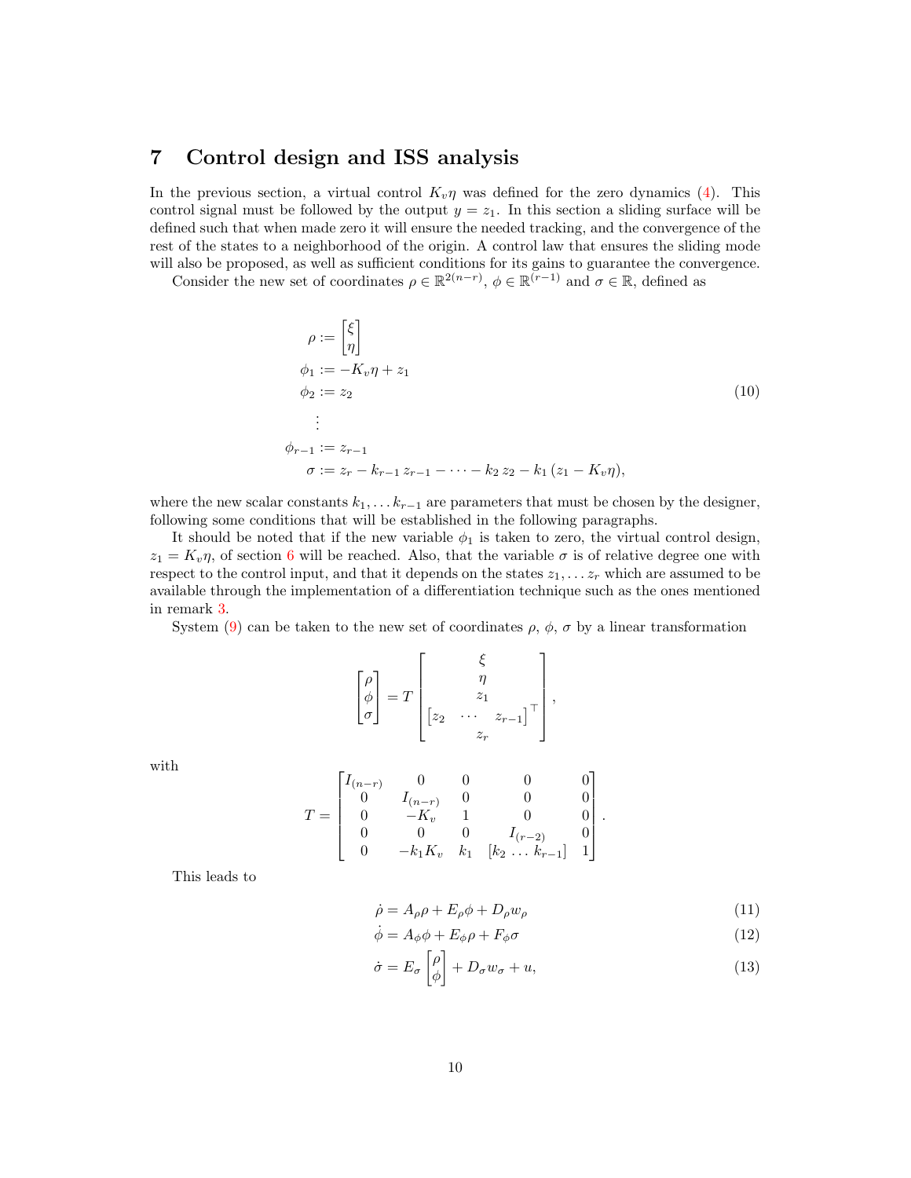## 7 Control design and ISS analysis

In the previous section, a virtual control $K_v\eta$ was defined for the zero dynamics (4). This control signal must be followed by the output $y = z_1$. In this section a sliding surface will be defined such that when made zero it will ensure the needed tracking, and the convergence of the rest of the states to a neighborhood of the origin. A control law that ensures the sliding mode will also be proposed, as well as sufficient conditions for its gains to guarantee the convergence.

Consider the new set of coordinates $\rho \in \mathbb{R}^{2(n-r)}$, $\phi \in \mathbb{R}^{(r-1)}$ and $\sigma \in \mathbb{R}$, defined as

$$
\begin{aligned}
\rho &:= \begin{bmatrix} \xi \\ \eta \end{bmatrix} \\
\phi_1 &:= -K_v\eta + z_1 \\
\phi_2 &:= z_2 \\
&\;\;\vdots \\
\phi_{r-1} &:= z_{r-1} \\
\sigma &:= z_r - k_{r-1}\, z_{r-1} - \cdots - k_2\, z_2 - k_1\,(z_1 - K_v\eta),
\end{aligned}
\tag{10}
$$

where the new scalar constants $k_1, \ldots k_{r-1}$ are parameters that must be chosen by the designer, following some conditions that will be established in the following paragraphs.

It should be noted that if the new variable $\phi_1$ is taken to zero, the virtual control design, $z_1 = K_v\eta$, of section 6 will be reached. Also, that the variable $\sigma$ is of relative degree one with respect to the control input, and that it depends on the states $z_1, \ldots z_r$ which are assumed to be available through the implementation of a differentiation technique such as the ones mentioned in remark 3.

System (9) can be taken to the new set of coordinates $\rho$, $\phi$, $\sigma$ by a linear transformation

$$
\begin{bmatrix} \rho \\ \phi \\ \sigma \end{bmatrix} = T \begin{bmatrix} \xi \\ \eta \\ z_1 \\ \begin{bmatrix} z_2 & \cdots & z_{r-1} \end{bmatrix}^\top \\ z_r \end{bmatrix},
$$

with

$$
T = \begin{bmatrix}
I_{(n-r)} & 0 & 0 & 0 & 0 \\
0 & I_{(n-r)} & 0 & 0 & 0 \\
0 & -K_v & 1 & 0 & 0 \\
0 & 0 & 0 & I_{(r-2)} & 0 \\
0 & -k_1 K_v & k_1 & [k_2 \; \ldots \; k_{r-1}] & 1
\end{bmatrix}.
$$

This leads to

$$
\dot{\rho} = A_\rho \rho + E_\rho \phi + D_\rho w_\rho \tag{11}
$$

$$
\dot{\phi} = A_\phi \phi + E_\phi \rho + F_\phi \sigma \tag{12}
$$

$$
\dot{\sigma} = E_\sigma \begin{bmatrix} \rho \\ \phi \end{bmatrix} + D_\sigma w_\sigma + u, \tag{13}
$$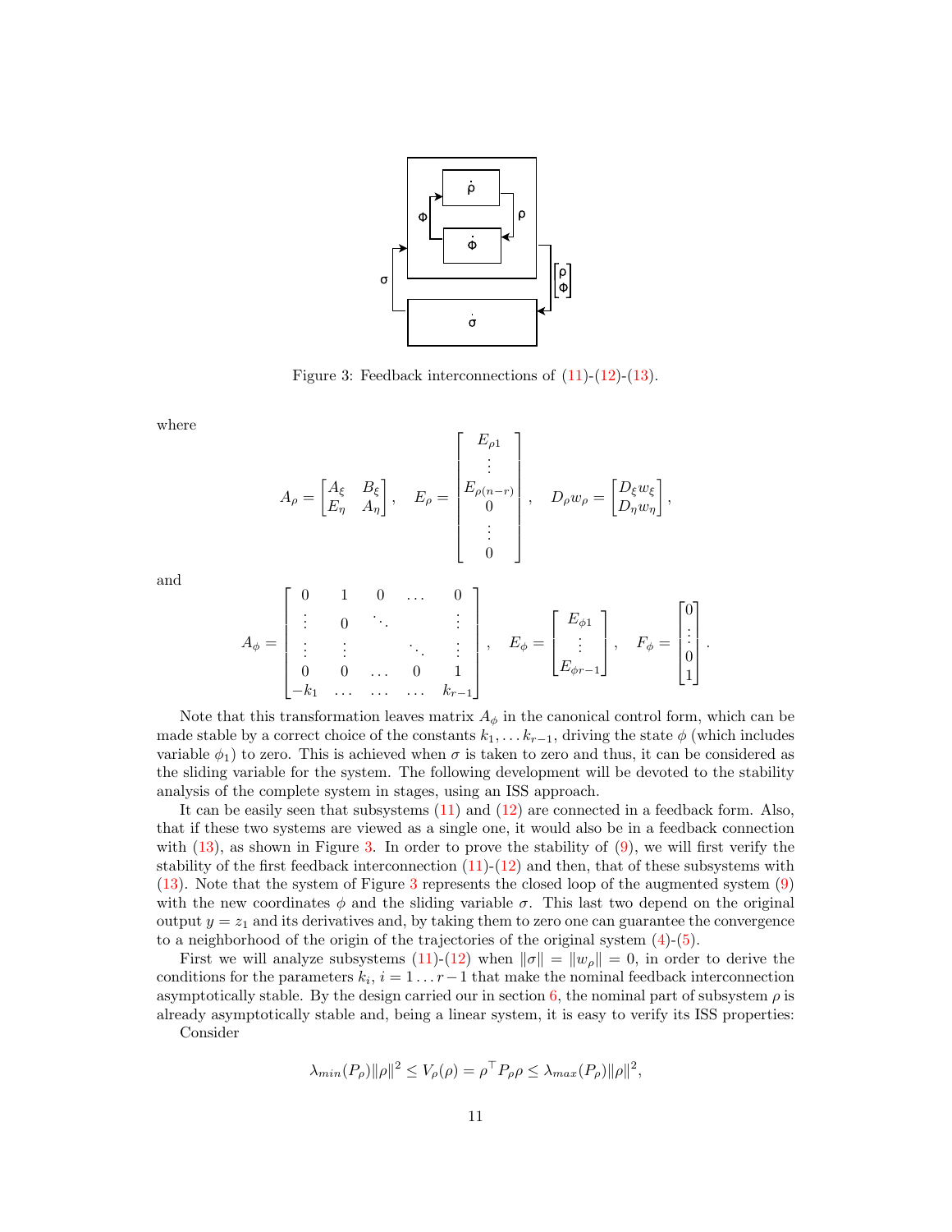Figure 3: Feedback interconnections of (11)-(12)-(13).

where

$$
A_\rho = \begin{bmatrix} A_\xi & B_\xi \\ E_\eta & A_\eta \end{bmatrix}, \quad E_\rho = \begin{bmatrix} E_{\rho 1} \\ \vdots \\ E_{\rho(n-r)} \\ 0 \\ \vdots \\ 0 \end{bmatrix}, \quad D_\rho w_\rho = \begin{bmatrix} D_\xi w_\xi \\ D_\eta w_\eta \end{bmatrix},
$$

and

$$
A_\phi = \begin{bmatrix} 0 & 1 & 0 & \dots & 0 \\ \vdots & 0 & \ddots & & \vdots \\ \vdots & \vdots & & \ddots & \vdots \\ 0 & 0 & \dots & 0 & 1 \\ -k_1 & \dots & \dots & \dots & k_{r-1} \end{bmatrix}, \quad E_\phi = \begin{bmatrix} E_{\phi 1} \\ \vdots \\ E_{\phi r-1} \end{bmatrix}, \quad F_\phi = \begin{bmatrix} 0 \\ \vdots \\ 0 \\ 1 \end{bmatrix}.
$$

Note that this transformation leaves matrix $A_\phi$ in the canonical control form, which can be made stable by a correct choice of the constants $k_1, \dots k_{r-1}$, driving the state $\phi$ (which includes variable $\phi_1$) to zero. This is achieved when $\sigma$ is taken to zero and thus, it can be considered as the sliding variable for the system. The following development will be devoted to the stability analysis of the complete system in stages, using an ISS approach.

It can be easily seen that subsystems (11) and (12) are connected in a feedback form. Also, that if these two systems are viewed as a single one, it would also be in a feedback connection with (13), as shown in Figure 3. In order to prove the stability of (9), we will first verify the stability of the first feedback interconnection (11)-(12) and then, that of these subsystems with (13). Note that the system of Figure 3 represents the closed loop of the augmented system (9) with the new coordinates $\phi$ and the sliding variable $\sigma$. This last two depend on the original output $y = z_1$ and its derivatives and, by taking them to zero one can guarantee the convergence to a neighborhood of the origin of the trajectories of the original system (4)-(5).

First we will analyze subsystems (11)-(12) when $\|\sigma\| = \|w_\rho\| = 0$, in order to derive the conditions for the parameters $k_i$, $i = 1 \dots r-1$ that make the nominal feedback interconnection asymptotically stable. By the design carried our in section 6, the nominal part of subsystem $\rho$ is already asymptotically stable and, being a linear system, it is easy to verify its ISS properties:

Consider

$$
\lambda_{min}(P_\rho)\|\rho\|^2 \leq V_\rho(\rho) = \rho^\top P_\rho \rho \leq \lambda_{max}(P_\rho)\|\rho\|^2,
$$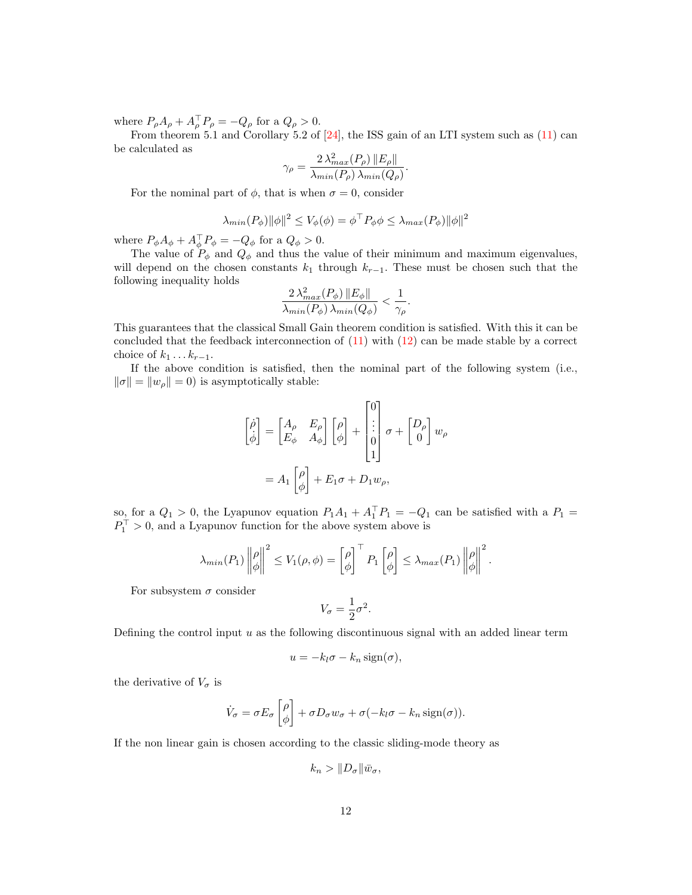where $P_\rho A_\rho + A_\rho^\top P_\rho = -Q_\rho$ for a $Q_\rho > 0$.

From theorem 5.1 and Corollary 5.2 of [24], the ISS gain of an LTI system such as (11) can be calculated as

$$\gamma_\rho = \frac{2\,\lambda_{max}^2(P_\rho)\,\|E_\rho\|}{\lambda_{min}(P_\rho)\,\lambda_{min}(Q_\rho)}.$$

For the nominal part of $\phi$, that is when $\sigma = 0$, consider

$$\lambda_{min}(P_\phi)\|\phi\|^2 \leq V_\phi(\phi) = \phi^\top P_\phi \phi \leq \lambda_{max}(P_\phi)\|\phi\|^2$$

where $P_\phi A_\phi + A_\phi^\top P_\phi = -Q_\phi$ for a $Q_\phi > 0$.

The value of $P_\phi$ and $Q_\phi$ and thus the value of their minimum and maximum eigenvalues, will depend on the chosen constants $k_1$ through $k_{r-1}$. These must be chosen such that the following inequality holds

$$\frac{2\,\lambda_{max}^2(P_\phi)\,\|E_\phi\|}{\lambda_{min}(P_\phi)\,\lambda_{min}(Q_\phi)} < \frac{1}{\gamma_\rho}.$$

This guarantees that the classical Small Gain theorem condition is satisfied. With this it can be concluded that the feedback interconnection of (11) with (12) can be made stable by a correct choice of $k_1 \ldots k_{r-1}$.

If the above condition is satisfied, then the nominal part of the following system (i.e., $\|\sigma\| = \|w_\rho\| = 0$) is asymptotically stable:

$$\begin{aligned}
\begin{bmatrix}\dot{\rho}\\ \dot{\phi}\end{bmatrix} &= \begin{bmatrix}A_\rho & E_\rho\\ E_\phi & A_\phi\end{bmatrix}\begin{bmatrix}\rho\\ \phi\end{bmatrix} + \begin{bmatrix}0\\ \vdots\\ 0\\ 1\end{bmatrix}\sigma + \begin{bmatrix}D_\rho\\ 0\end{bmatrix} w_\rho\\
&= A_1\begin{bmatrix}\rho\\ \phi\end{bmatrix} + E_1\sigma + D_1 w_\rho,
\end{aligned}$$

so, for a $Q_1 > 0$, the Lyapunov equation $P_1 A_1 + A_1^\top P_1 = -Q_1$ can be satisfied with a $P_1 = P_1^\top > 0$, and a Lyapunov function for the above system above is

$$\lambda_{min}(P_1)\left\|\begin{bmatrix}\rho\\ \phi\end{bmatrix}\right\|^2 \leq V_1(\rho,\phi) = \begin{bmatrix}\rho\\ \phi\end{bmatrix}^\top P_1 \begin{bmatrix}\rho\\ \phi\end{bmatrix} \leq \lambda_{max}(P_1)\left\|\begin{bmatrix}\rho\\ \phi\end{bmatrix}\right\|^2.$$

For subsystem $\sigma$ consider

$$V_\sigma = \frac{1}{2}\sigma^2.$$

Defining the control input $u$ as the following discontinuous signal with an added linear term

$$u = -k_l\sigma - k_n\,\mathrm{sign}(\sigma),$$

the derivative of $V_\sigma$ is

$$\dot{V}_\sigma = \sigma E_\sigma\begin{bmatrix}\rho\\ \phi\end{bmatrix} + \sigma D_\sigma w_\sigma + \sigma(-k_l\sigma - k_n\,\mathrm{sign}(\sigma)).$$

If the non linear gain is chosen according to the classic sliding-mode theory as

$$k_n > \|D_\sigma\|\bar{w}_\sigma,$$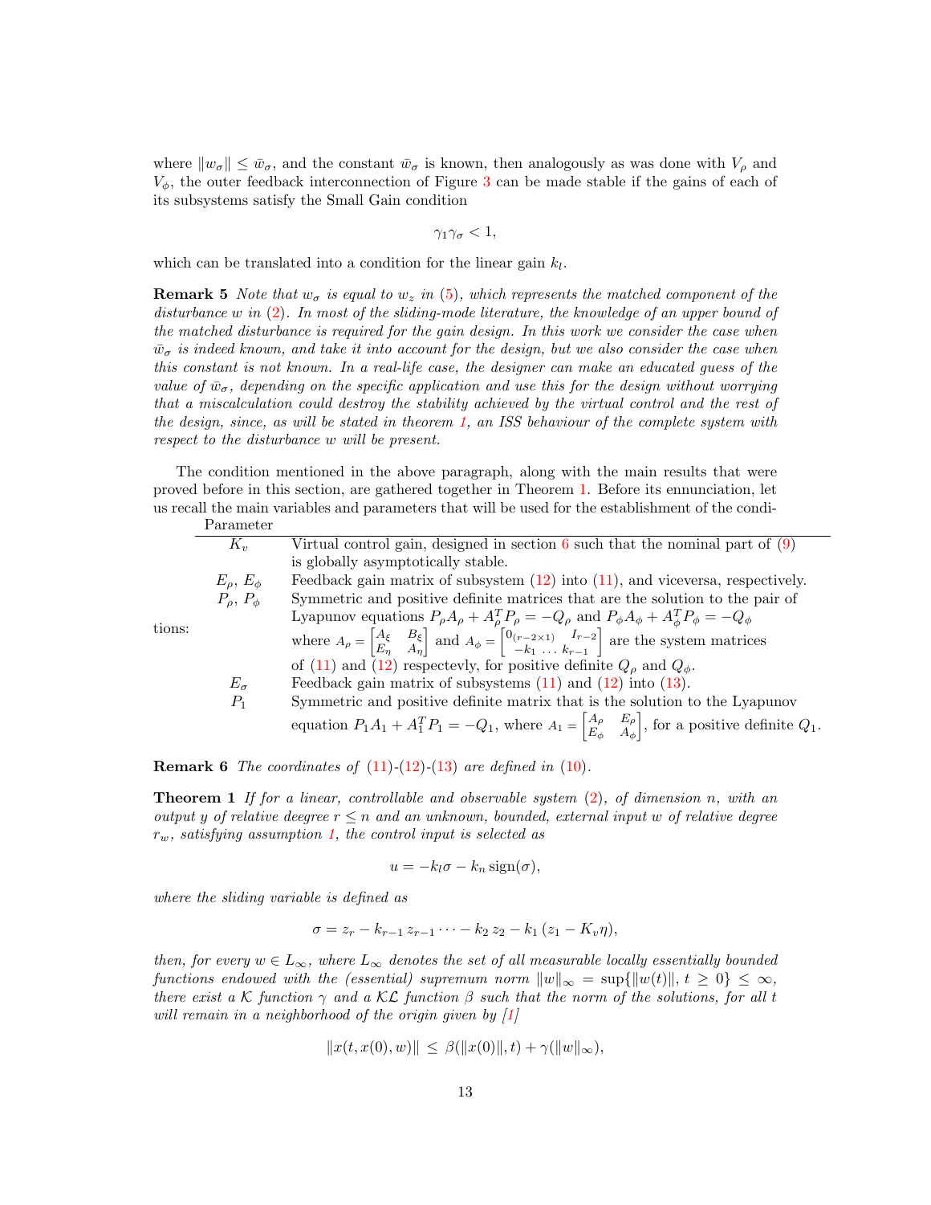where $\|w_\sigma\| \leq \bar{w}_\sigma$, and the constant $\bar{w}_\sigma$ is known, then analogously as was done with $V_\rho$ and $V_\phi$, the outer feedback interconnection of Figure 3 can be made stable if the gains of each of its subsystems satisfy the Small Gain condition

$$\gamma_1 \gamma_\sigma < 1,$$

which can be translated into a condition for the linear gain $k_l$.

**Remark 5** *Note that $w_\sigma$ is equal to $w_z$ in (5), which represents the matched component of the disturbance $w$ in (2). In most of the sliding-mode literature, the knowledge of an upper bound of the matched disturbance is required for the gain design. In this work we consider the case when $\bar{w}_\sigma$ is indeed known, and take it into account for the design, but we also consider the case when this constant is not known. In a real-life case, the designer can make an educated guess of the value of $\bar{w}_\sigma$, depending on the specific application and use this for the design without worrying that a miscalculation could destroy the stability achieved by the virtual control and the rest of the design, since, as will be stated in theorem 1, an ISS behaviour of the complete system with respect to the disturbance $w$ will be present.*

The condition mentioned in the above paragraph, along with the main results that were proved before in this section, are gathered together in Theorem 1. Before its ennunciation, let us recall the main variables and parameters that will be used for the establishment of the conditions:

| Parameter | |
|---|---|
| $K_v$ | Virtual control gain, designed in section 6 such that the nominal part of (9) is globally asymptotically stable. |
| $E_\rho$, $E_\phi$ | Feedback gain matrix of subsystem (12) into (11), and viceversa, respectively. |
| $P_\rho$, $P_\phi$ | Symmetric and positive definite matrices that are the solution to the pair of Lyapunov equations $P_\rho A_\rho + A_\rho^T P_\rho = -Q_\rho$ and $P_\phi A_\phi + A_\phi^T P_\phi = -Q_\phi$ where $A_\rho = \begin{bmatrix} A_\xi & B_\xi \\ E_\eta & A_\eta \end{bmatrix}$ and $A_\phi = \begin{bmatrix} 0_{(r-2\times 1)} & I_{r-2} \\ -k_1 \ldots & k_{r-1} \end{bmatrix}$ are the system matrices of (11) and (12) respectevly, for positive definite $Q_\rho$ and $Q_\phi$. |
| $E_\sigma$ | Feedback gain matrix of subsystems (11) and (12) into (13). |
| $P_1$ | Symmetric and positive definite matrix that is the solution to the Lyapunov equation $P_1 A_1 + A_1^T P_1 = -Q_1$, where $A_1 = \begin{bmatrix} A_\rho & E_\rho \\ E_\phi & A_\phi \end{bmatrix}$, for a positive definite $Q_1$. |

**Remark 6** *The coordinates of (11)-(12)-(13) are defined in (10).*

**Theorem 1** *If for a linear, controllable and observable system (2), of dimension $n$, with an output $y$ of relative deegree $r \leq n$ and an unknown, bounded, external input $w$ of relative degree $r_w$, satisfying assumption 1, the control input is selected as*

$$u = -k_l \sigma - k_n \operatorname{sign}(\sigma),$$

*where the sliding variable is defined as*

$$\sigma = z_r - k_{r-1}\, z_{r-1} \cdots - k_2\, z_2 - k_1\, (z_1 - K_v \eta),$$

*then, for every $w \in L_\infty$, where $L_\infty$ denotes the set of all measurable locally essentially bounded functions endowed with the (essential) supremum norm $\|w\|_\infty = \sup\{\|w(t)\|, \, t \geq 0\} \leq \infty$, there exist a $\mathcal{K}$ function $\gamma$ and a $\mathcal{KL}$ function $\beta$ such that the norm of the solutions, for all $t$ will remain in a neighborhood of the origin given by [1]*

$$\|x(t, x(0), w)\| \, \leq \, \beta(\|x(0)\|, t) + \gamma(\|w\|_\infty),$$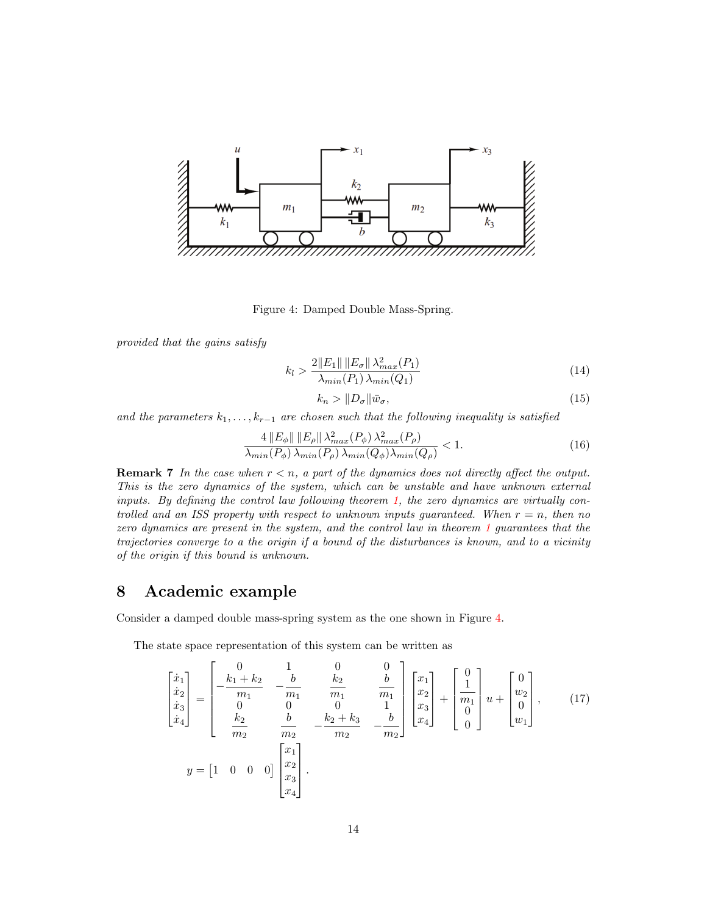Figure 4: Damped Double Mass-Spring.

*provided that the gains satisfy*

$$k_l > \frac{2\|E_1\|\,\|E_\sigma\|\,\lambda_{max}^2(P_1)}{\lambda_{min}(P_1)\,\lambda_{min}(Q_1)} \tag{14}$$

$$k_n > \|D_\sigma\|\bar{w}_\sigma, \tag{15}$$

*and the parameters $k_1, \ldots, k_{r-1}$ are chosen such that the following inequality is satisfied*

$$\frac{4\,\|E_\phi\|\,\|E_\rho\|\,\lambda_{max}^2(P_\phi)\,\lambda_{max}^2(P_\rho)}{\lambda_{min}(P_\phi)\,\lambda_{min}(P_\rho)\,\lambda_{min}(Q_\phi)\lambda_{min}(Q_\rho)} < 1. \tag{16}$$

**Remark 7** *In the case when $r < n$, a part of the dynamics does not directly affect the output. This is the zero dynamics of the system, which can be unstable and have unknown external inputs. By defining the control law following theorem 1, the zero dynamics are virtually controlled and an ISS property with respect to unknown inputs guaranteed. When $r = n$, then no zero dynamics are present in the system, and the control law in theorem 1 guarantees that the trajectories converge to a the origin if a bound of the disturbances is known, and to a vicinity of the origin if this bound is unknown.*

## 8 Academic example

Consider a damped double mass-spring system as the one shown in Figure 4.

The state space representation of this system can be written as

$$\begin{bmatrix} \dot{x}_1 \\ \dot{x}_2 \\ \dot{x}_3 \\ \dot{x}_4 \end{bmatrix} = \begin{bmatrix} 0 & 1 & 0 & 0 \\ -\dfrac{k_1+k_2}{m_1} & -\dfrac{b}{m_1} & \dfrac{k_2}{m_1} & \dfrac{b}{m_1} \\ 0 & 0 & 0 & 1 \\ \dfrac{k_2}{m_2} & \dfrac{b}{m_2} & -\dfrac{k_2+k_3}{m_2} & -\dfrac{b}{m_2} \end{bmatrix} \begin{bmatrix} x_1 \\ x_2 \\ x_3 \\ x_4 \end{bmatrix} + \begin{bmatrix} 0 \\ \dfrac{1}{m_1} \\ 0 \\ 0 \end{bmatrix} u + \begin{bmatrix} 0 \\ w_2 \\ 0 \\ w_1 \end{bmatrix}, \tag{17}$$

$$y = \begin{bmatrix} 1 & 0 & 0 & 0 \end{bmatrix} \begin{bmatrix} x_1 \\ x_2 \\ x_3 \\ x_4 \end{bmatrix}.$$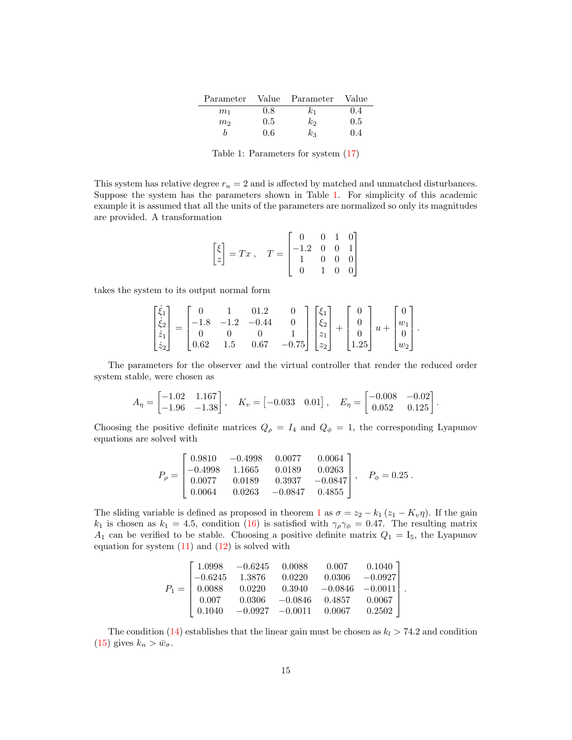| Parameter | Value | Parameter | Value |
|---|---|---|---|
| $m_1$ | 0.8 | $k_1$ | 0.4 |
| $m_2$ | 0.5 | $k_2$ | 0.5 |
| $b$ | 0.6 | $k_3$ | 0.4 |

Table 1: Parameters for system (17)

This system has relative degree $r_u = 2$ and is affected by matched and unmatched disturbances. Suppose the system has the parameters shown in Table 1. For simplicity of this academic example it is assumed that all the units of the parameters are normalized so only its magnitudes are provided. A transformation

$$\begin{bmatrix} \xi \\ z \end{bmatrix} = Tx \, , \quad T = \begin{bmatrix} 0 & 0 & 1 & 0 \\ -1.2 & 0 & 0 & 1 \\ 1 & 0 & 0 & 0 \\ 0 & 1 & 0 & 0 \end{bmatrix}$$

takes the system to its output normal form

$$\begin{bmatrix} \dot{\xi}_1 \\ \dot{\xi}_2 \\ \dot{z}_1 \\ \dot{z}_2 \end{bmatrix} = \begin{bmatrix} 0 & 1 & 01.2 & 0 \\ -1.8 & -1.2 & -0.44 & 0 \\ 0 & 0 & 0 & 1 \\ 0.62 & 1.5 & 0.67 & -0.75 \end{bmatrix} \begin{bmatrix} \xi_1 \\ \xi_2 \\ z_1 \\ z_2 \end{bmatrix} + \begin{bmatrix} 0 \\ 0 \\ 0 \\ 1.25 \end{bmatrix} u + \begin{bmatrix} 0 \\ w_1 \\ 0 \\ w_2 \end{bmatrix} .$$

The parameters for the observer and the virtual controller that render the reduced order system stable, were chosen as

$$A_\eta = \begin{bmatrix} -1.02 & 1.167 \\ -1.96 & -1.38 \end{bmatrix} , \quad K_v = \begin{bmatrix} -0.033 & 0.01 \end{bmatrix} , \quad E_\eta = \begin{bmatrix} -0.008 & -0.02 \\ 0.052 & 0.125 \end{bmatrix} .$$

Choosing the positive definite matrices $Q_\rho = I_4$ and $Q_\phi = 1$, the corresponding Lyapunov equations are solved with

$$P_\rho = \begin{bmatrix} 0.9810 & -0.4998 & 0.0077 & 0.0064 \\ -0.4998 & 1.1665 & 0.0189 & 0.0263 \\ 0.0077 & 0.0189 & 0.3937 & -0.0847 \\ 0.0064 & 0.0263 & -0.0847 & 0.4855 \end{bmatrix} , \quad P_\phi = 0.25 \, .$$

The sliding variable is defined as proposed in theorem 1 as $\sigma = z_2 - k_1 \left( z_1 - K_v \eta \right)$. If the gain $k_1$ is chosen as $k_1 = 4.5$, condition (16) is satisfied with $\gamma_\rho \gamma_\phi = 0.47$. The resulting matrix $A_1$ can be verified to be stable. Choosing a positive definite matrix $Q_1 = \mathrm{I}_5$, the Lyapunov equation for system (11) and (12) is solved with

$$P_1 = \begin{bmatrix} 1.0998 & -0.6245 & 0.0088 & 0.007 & 0.1040 \\ -0.6245 & 1.3876 & 0.0220 & 0.0306 & -0.0927 \\ 0.0088 & 0.0220 & 0.3940 & -0.0846 & -0.0011 \\ 0.007 & 0.0306 & -0.0846 & 0.4857 & 0.0067 \\ 0.1040 & -0.0927 & -0.0011 & 0.0067 & 0.2502 \end{bmatrix} .$$

The condition (14) establishes that the linear gain must be chosen as $k_l > 74.2$ and condition (15) gives $k_n > \bar{w}_\sigma$.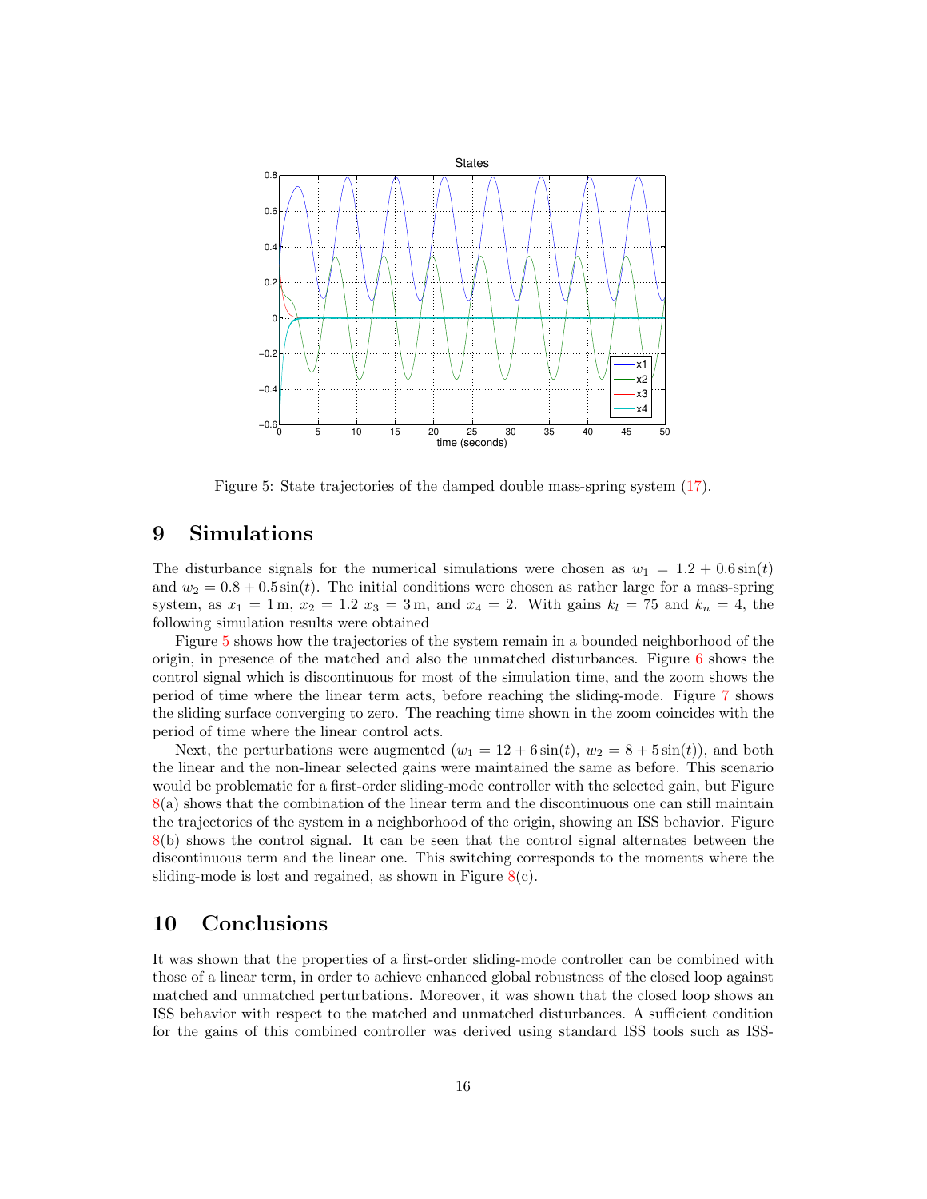Figure 5: State trajectories of the damped double mass-spring system (17).

## 9 Simulations

The disturbance signals for the numerical simulations were chosen as $w_1 = 1.2 + 0.6\sin(t)$ and $w_2 = 0.8 + 0.5\sin(t)$. The initial conditions were chosen as rather large for a mass-spring system, as $x_1 = 1\,\text{m}$, $x_2 = 1.2$ $x_3 = 3\,\text{m}$, and $x_4 = 2$. With gains $k_l = 75$ and $k_n = 4$, the following simulation results were obtained

Figure 5 shows how the trajectories of the system remain in a bounded neighborhood of the origin, in presence of the matched and also the unmatched disturbances. Figure 6 shows the control signal which is discontinuous for most of the simulation time, and the zoom shows the period of time where the linear term acts, before reaching the sliding-mode. Figure 7 shows the sliding surface converging to zero. The reaching time shown in the zoom coincides with the period of time where the linear control acts.

Next, the perturbations were augmented ($w_1 = 12 + 6\sin(t)$, $w_2 = 8 + 5\sin(t)$), and both the linear and the non-linear selected gains were maintained the same as before. This scenario would be problematic for a first-order sliding-mode controller with the selected gain, but Figure 8(a) shows that the combination of the linear term and the discontinuous one can still maintain the trajectories of the system in a neighborhood of the origin, showing an ISS behavior. Figure 8(b) shows the control signal. It can be seen that the control signal alternates between the discontinuous term and the linear one. This switching corresponds to the moments where the sliding-mode is lost and regained, as shown in Figure 8(c).

## 10 Conclusions

It was shown that the properties of a first-order sliding-mode controller can be combined with those of a linear term, in order to achieve enhanced global robustness of the closed loop against matched and unmatched perturbations. Moreover, it was shown that the closed loop shows an ISS behavior with respect to the matched and unmatched disturbances. A sufficient condition for the gains of this combined controller was derived using standard ISS tools such as ISS-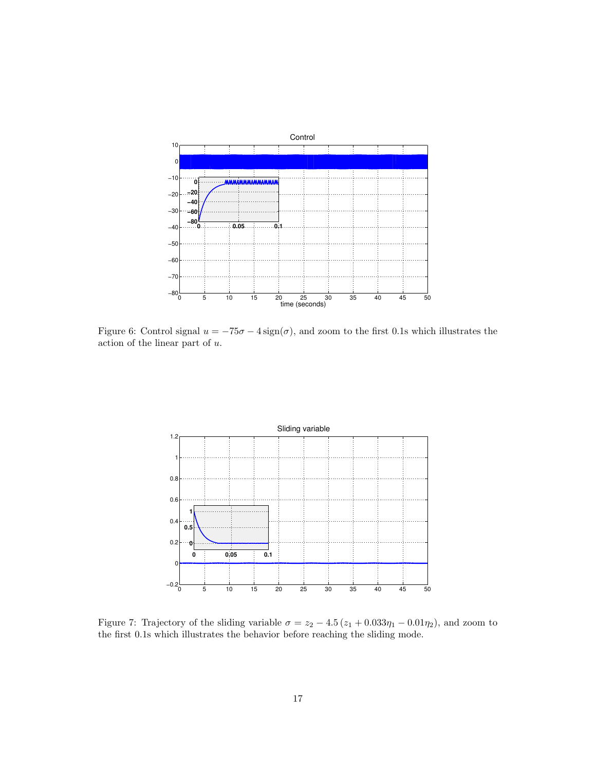Figure 6: Control signal $u = -75\sigma - 4\,\text{sign}(\sigma)$, and zoom to the first 0.1s which illustrates the action of the linear part of $u$.

Figure 7: Trajectory of the sliding variable $\sigma = z_2 - 4.5\,(z_1 + 0.033\eta_1 - 0.01\eta_2)$, and zoom to the first 0.1s which illustrates the behavior before reaching the sliding mode.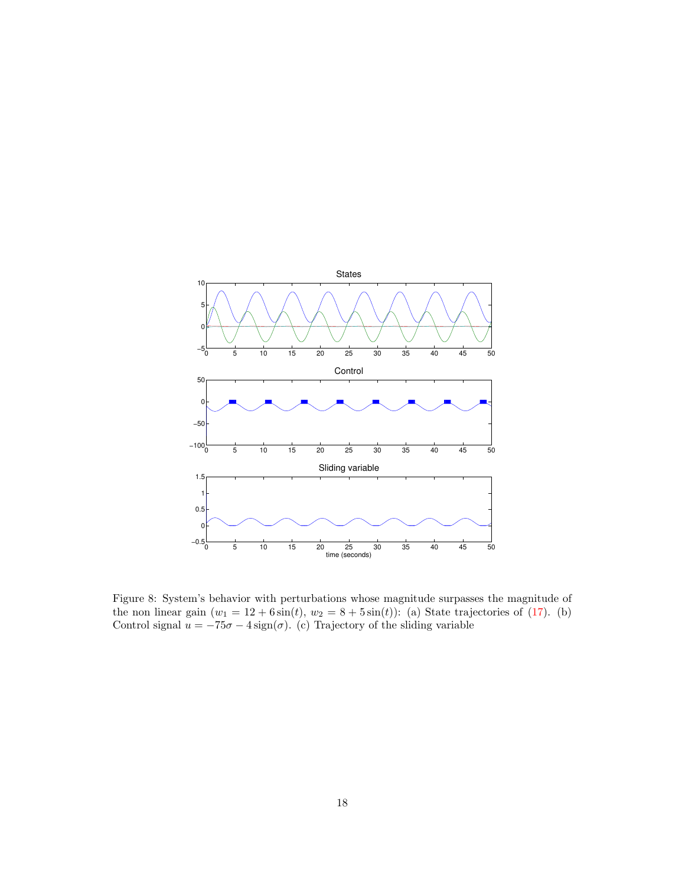Figure 8: System's behavior with perturbations whose magnitude surpasses the magnitude of the non linear gain ($w_1 = 12 + 6\sin(t)$, $w_2 = 8 + 5\sin(t)$): (a) State trajectories of (17). (b) Control signal $u = -75\sigma - 4\,\text{sign}(\sigma)$. (c) Trajectory of the sliding variable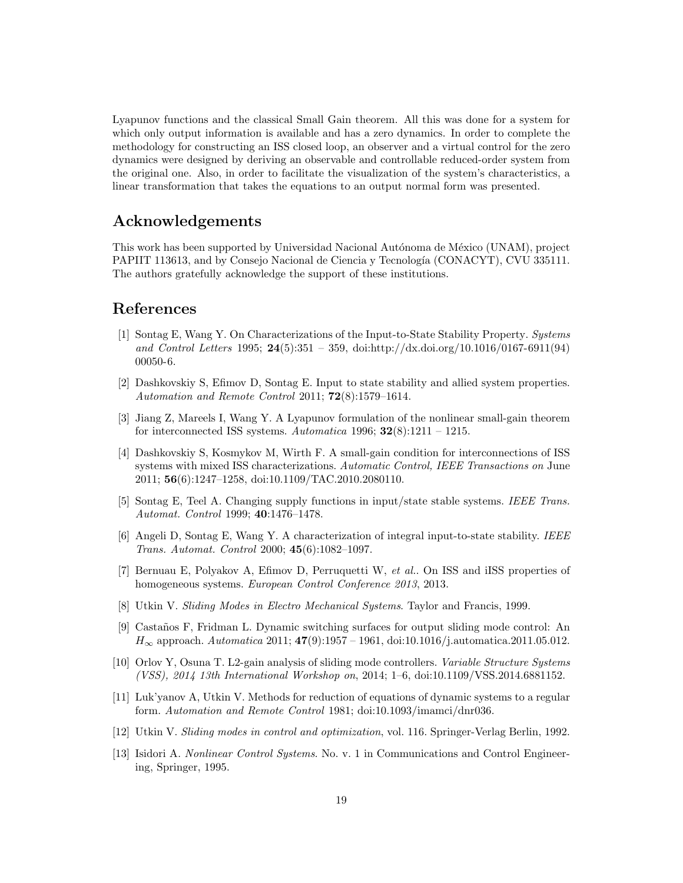Lyapunov functions and the classical Small Gain theorem. All this was done for a system for which only output information is available and has a zero dynamics. In order to complete the methodology for constructing an ISS closed loop, an observer and a virtual control for the zero dynamics were designed by deriving an observable and controllable reduced-order system from the original one. Also, in order to facilitate the visualization of the system's characteristics, a linear transformation that takes the equations to an output normal form was presented.

## Acknowledgements

This work has been supported by Universidad Nacional Autónoma de México (UNAM), project PAPIIT 113613, and by Consejo Nacional de Ciencia y Tecnología (CONACYT), CVU 335111. The authors gratefully acknowledge the support of these institutions.

## References

[1] Sontag E, Wang Y. On Characterizations of the Input-to-State Stability Property. *Systems and Control Letters* 1995; **24**(5):351 – 359, doi:http://dx.doi.org/10.1016/0167-6911(94)00050-6.

[2] Dashkovskiy S, Efimov D, Sontag E. Input to state stability and allied system properties. *Automation and Remote Control* 2011; **72**(8):1579–1614.

[3] Jiang Z, Mareels I, Wang Y. A Lyapunov formulation of the nonlinear small-gain theorem for interconnected ISS systems. *Automatica* 1996; **32**(8):1211 – 1215.

[4] Dashkovskiy S, Kosmykov M, Wirth F. A small-gain condition for interconnections of ISS systems with mixed ISS characterizations. *Automatic Control, IEEE Transactions on* June 2011; **56**(6):1247–1258, doi:10.1109/TAC.2010.2080110.

[5] Sontag E, Teel A. Changing supply functions in input/state stable systems. *IEEE Trans. Automat. Control* 1999; **40**:1476–1478.

[6] Angeli D, Sontag E, Wang Y. A characterization of integral input-to-state stability. *IEEE Trans. Automat. Control* 2000; **45**(6):1082–1097.

[7] Bernuau E, Polyakov A, Efimov D, Perruquetti W, *et al.*. On ISS and iISS properties of homogeneous systems. *European Control Conference 2013*, 2013.

[8] Utkin V. *Sliding Modes in Electro Mechanical Systems*. Taylor and Francis, 1999.

[9] Castaños F, Fridman L. Dynamic switching surfaces for output sliding mode control: An $H_\infty$ approach. *Automatica* 2011; **47**(9):1957 – 1961, doi:10.1016/j.automatica.2011.05.012.

[10] Orlov Y, Osuna T. L2-gain analysis of sliding mode controllers. *Variable Structure Systems (VSS), 2014 13th International Workshop on*, 2014; 1–6, doi:10.1109/VSS.2014.6881152.

[11] Luk'yanov A, Utkin V. Methods for reduction of equations of dynamic systems to a regular form. *Automation and Remote Control* 1981; doi:10.1093/imamci/dnr036.

[12] Utkin V. *Sliding modes in control and optimization*, vol. 116. Springer-Verlag Berlin, 1992.

[13] Isidori A. *Nonlinear Control Systems*. No. v. 1 in Communications and Control Engineering, Springer, 1995.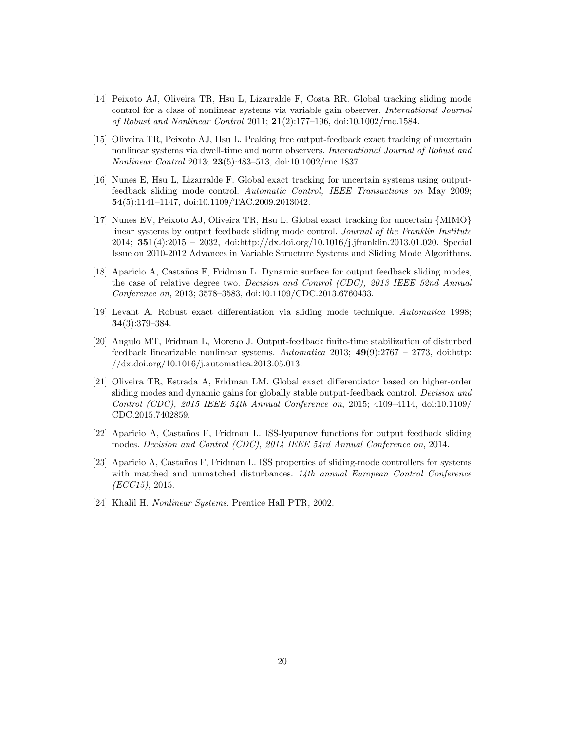[14] Peixoto AJ, Oliveira TR, Hsu L, Lizarralde F, Costa RR. Global tracking sliding mode control for a class of nonlinear systems via variable gain observer. *International Journal of Robust and Nonlinear Control* 2011; **21**(2):177–196, doi:10.1002/rnc.1584.

[15] Oliveira TR, Peixoto AJ, Hsu L. Peaking free output-feedback exact tracking of uncertain nonlinear systems via dwell-time and norm observers. *International Journal of Robust and Nonlinear Control* 2013; **23**(5):483–513, doi:10.1002/rnc.1837.

[16] Nunes E, Hsu L, Lizarralde F. Global exact tracking for uncertain systems using output-feedback sliding mode control. *Automatic Control, IEEE Transactions on* May 2009; **54**(5):1141–1147, doi:10.1109/TAC.2009.2013042.

[17] Nunes EV, Peixoto AJ, Oliveira TR, Hsu L. Global exact tracking for uncertain {MIMO} linear systems by output feedback sliding mode control. *Journal of the Franklin Institute* 2014; **351**(4):2015 – 2032, doi:http://dx.doi.org/10.1016/j.jfranklin.2013.01.020. Special Issue on 2010-2012 Advances in Variable Structure Systems and Sliding Mode Algorithms.

[18] Aparicio A, Castaños F, Fridman L. Dynamic surface for output feedback sliding modes, the case of relative degree two. *Decision and Control (CDC), 2013 IEEE 52nd Annual Conference on*, 2013; 3578–3583, doi:10.1109/CDC.2013.6760433.

[19] Levant A. Robust exact differentiation via sliding mode technique. *Automatica* 1998; **34**(3):379–384.

[20] Angulo MT, Fridman L, Moreno J. Output-feedback finite-time stabilization of disturbed feedback linearizable nonlinear systems. *Automatica* 2013; **49**(9):2767 – 2773, doi:http://dx.doi.org/10.1016/j.automatica.2013.05.013.

[21] Oliveira TR, Estrada A, Fridman LM. Global exact differentiator based on higher-order sliding modes and dynamic gains for globally stable output-feedback control. *Decision and Control (CDC), 2015 IEEE 54th Annual Conference on*, 2015; 4109–4114, doi:10.1109/CDC.2015.7402859.

[22] Aparicio A, Castaños F, Fridman L. ISS-lyapunov functions for output feedback sliding modes. *Decision and Control (CDC), 2014 IEEE 54rd Annual Conference on*, 2014.

[23] Aparicio A, Castaños F, Fridman L. ISS properties of sliding-mode controllers for systems with matched and unmatched disturbances. *14th annual European Control Conference (ECC15)*, 2015.

[24] Khalil H. *Nonlinear Systems*. Prentice Hall PTR, 2002.